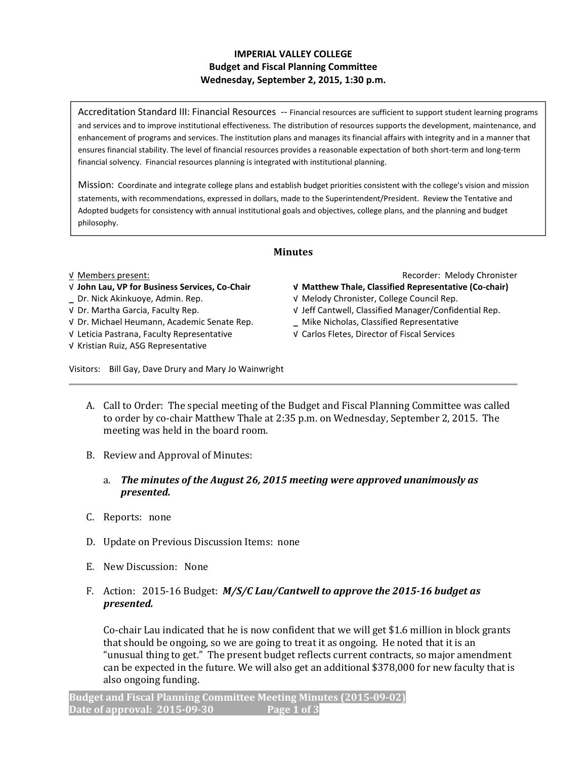**IMPERIAL VALLEY COLLEGE**
**Budget and Fiscal Planning Committee**
**Wednesday, September 2, 2015, 1:30 p.m.**

Accreditation Standard III: Financial Resources -- Financial resources are sufficient to support student learning programs and services and to improve institutional effectiveness. The distribution of resources supports the development, maintenance, and enhancement of programs and services. The institution plans and manages its financial affairs with integrity and in a manner that ensures financial stability. The level of financial resources provides a reasonable expectation of both short-term and long-term financial solvency. Financial resources planning is integrated with institutional planning.

Mission: Coordinate and integrate college plans and establish budget priorities consistent with the college's vision and mission statements, with recommendations, expressed in dollars, made to the Superintendent/President. Review the Tentative and Adopted budgets for consistency with annual institutional goals and objectives, college plans, and the planning and budget philosophy.

## Minutes

√ Members present:

Recorder: Melody Chronister

√ **John Lau, VP for Business Services, Co-Chair**
_ Dr. Nick Akinkuoye, Admin. Rep.
√ Dr. Martha Garcia, Faculty Rep.
√ Dr. Michael Heumann, Academic Senate Rep.
√ Leticia Pastrana, Faculty Representative
√ Kristian Ruiz, ASG Representative
√ **Matthew Thale, Classified Representative (Co-chair)**
√ Melody Chronister, College Council Rep.
√ Jeff Cantwell, Classified Manager/Confidential Rep.
_ Mike Nicholas, Classified Representative
√ Carlos Fletes, Director of Fiscal Services

Visitors: Bill Gay, Dave Drury and Mary Jo Wainwright

A. Call to Order: The special meeting of the Budget and Fiscal Planning Committee was called to order by co-chair Matthew Thale at 2:35 p.m. on Wednesday, September 2, 2015. The meeting was held in the board room.

B. Review and Approval of Minutes:

   a. ***The minutes of the August 26, 2015 meeting were approved unanimously as presented.***

C. Reports: none

D. Update on Previous Discussion Items: none

E. New Discussion: None

F. Action: 2015-16 Budget: ***M/S/C Lau/Cantwell to approve the 2015-16 budget as presented.***

   Co-chair Lau indicated that he is now confident that we will get $1.6 million in block grants that should be ongoing, so we are going to treat it as ongoing. He noted that it is an "unusual thing to get." The present budget reflects current contracts, so major amendment can be expected in the future. We will also get an additional $378,000 for new faculty that is also ongoing funding.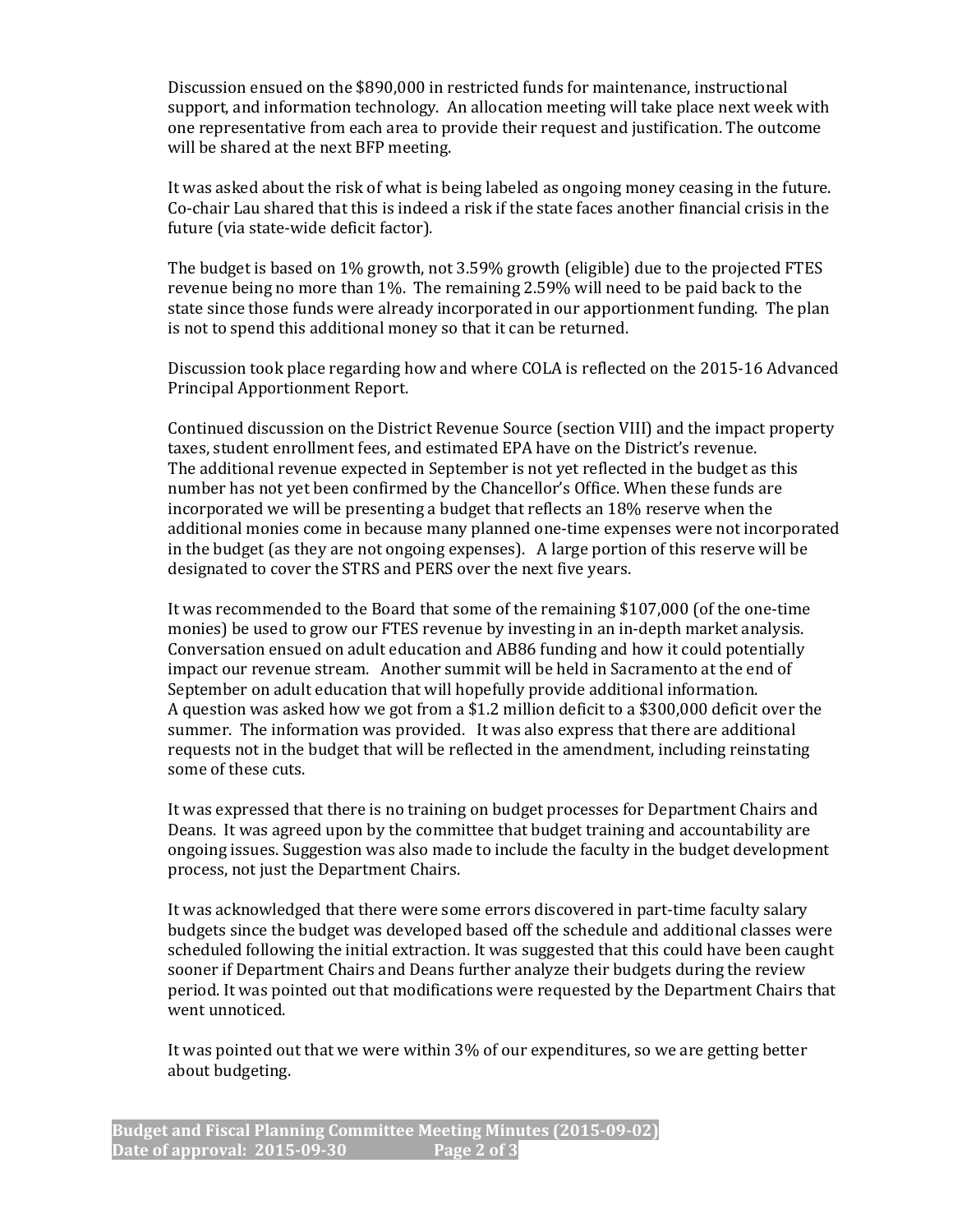Discussion ensued on the $890,000 in restricted funds for maintenance, instructional support, and information technology. An allocation meeting will take place next week with one representative from each area to provide their request and justification. The outcome will be shared at the next BFP meeting.

It was asked about the risk of what is being labeled as ongoing money ceasing in the future. Co-chair Lau shared that this is indeed a risk if the state faces another financial crisis in the future (via state-wide deficit factor).

The budget is based on 1% growth, not 3.59% growth (eligible) due to the projected FTES revenue being no more than 1%. The remaining 2.59% will need to be paid back to the state since those funds were already incorporated in our apportionment funding. The plan is not to spend this additional money so that it can be returned.

Discussion took place regarding how and where COLA is reflected on the 2015-16 Advanced Principal Apportionment Report.

Continued discussion on the District Revenue Source (section VIII) and the impact property taxes, student enrollment fees, and estimated EPA have on the District's revenue. The additional revenue expected in September is not yet reflected in the budget as this number has not yet been confirmed by the Chancellor's Office. When these funds are incorporated we will be presenting a budget that reflects an 18% reserve when the additional monies come in because many planned one-time expenses were not incorporated in the budget (as they are not ongoing expenses). A large portion of this reserve will be designated to cover the STRS and PERS over the next five years.

It was recommended to the Board that some of the remaining $107,000 (of the one-time monies) be used to grow our FTES revenue by investing in an in-depth market analysis. Conversation ensued on adult education and AB86 funding and how it could potentially impact our revenue stream. Another summit will be held in Sacramento at the end of September on adult education that will hopefully provide additional information. A question was asked how we got from a $1.2 million deficit to a $300,000 deficit over the summer. The information was provided. It was also express that there are additional requests not in the budget that will be reflected in the amendment, including reinstating some of these cuts.

It was expressed that there is no training on budget processes for Department Chairs and Deans. It was agreed upon by the committee that budget training and accountability are ongoing issues. Suggestion was also made to include the faculty in the budget development process, not just the Department Chairs.

It was acknowledged that there were some errors discovered in part-time faculty salary budgets since the budget was developed based off the schedule and additional classes were scheduled following the initial extraction. It was suggested that this could have been caught sooner if Department Chairs and Deans further analyze their budgets during the review period. It was pointed out that modifications were requested by the Department Chairs that went unnoticed.

It was pointed out that we were within 3% of our expenditures, so we are getting better about budgeting.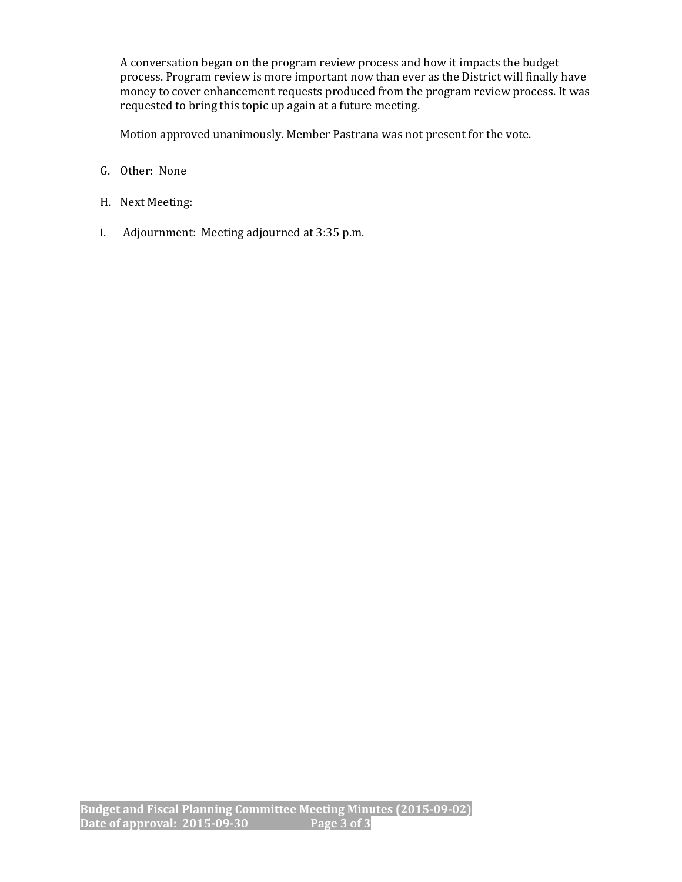A conversation began on the program review process and how it impacts the budget process. Program review is more important now than ever as the District will finally have money to cover enhancement requests produced from the program review process. It was requested to bring this topic up again at a future meeting.

Motion approved unanimously. Member Pastrana was not present for the vote.

G. Other: None

H. Next Meeting:

I. Adjournment: Meeting adjourned at 3:35 p.m.